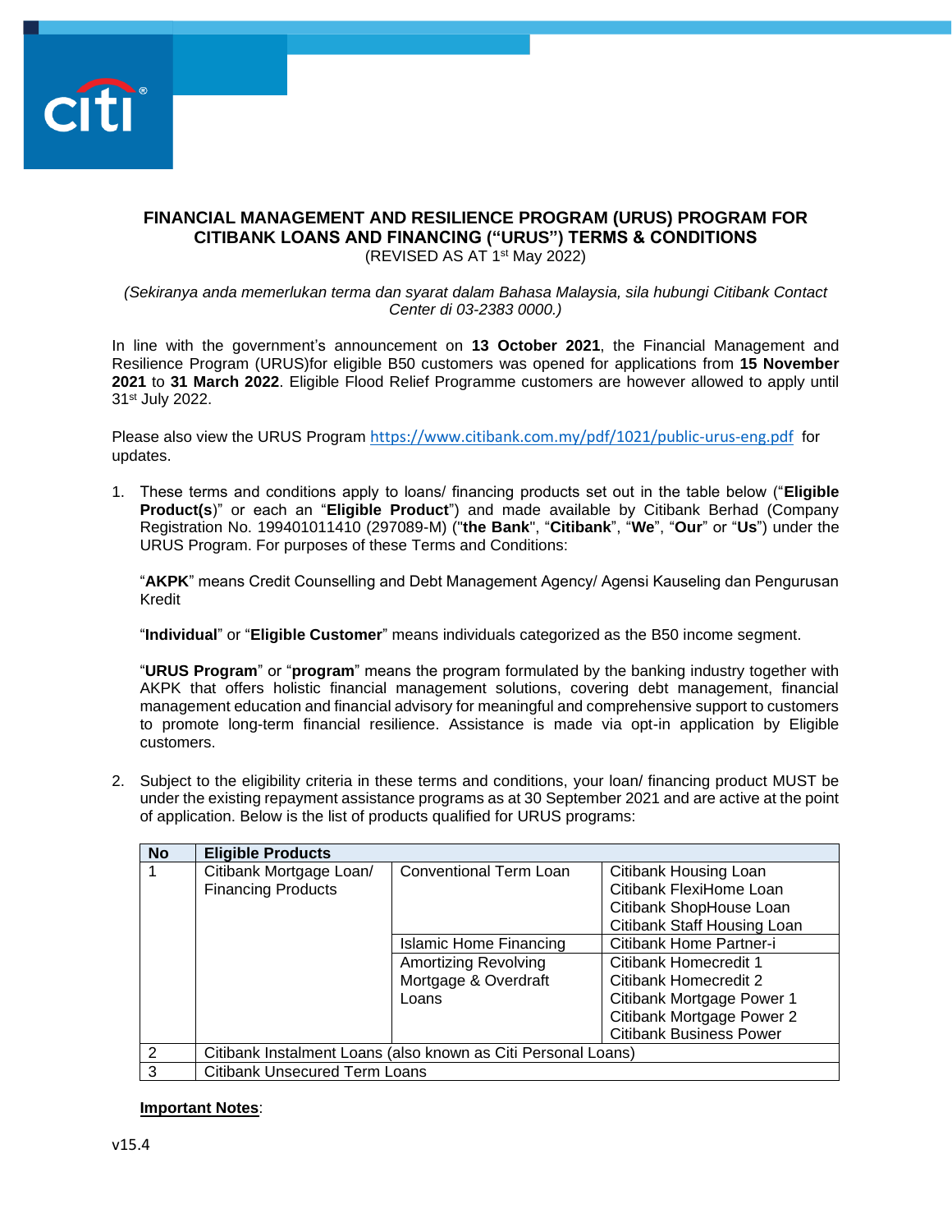# FINANCIAL MANAGEMENT AND RESILIENCE PROGRAM (URUS) PROGRAM FOR CITIBANK LOANS AND FINANCING ("URUS") TERMS & CONDITIONS

(REVISED AS AT 1st May 2022)

*(Sekiranya anda memerlukan terma dan syarat dalam Bahasa Malaysia, sila hubungi Citibank Contact Center di 03-2383 0000.)*

In line with the government's announcement on **13 October 2021**, the Financial Management and Resilience Program (URUS)for eligible B50 customers was opened for applications from **15 November 2021** to **31 March 2022**. Eligible Flood Relief Programme customers are however allowed to apply until 31st July 2022.

Please also view the URUS Program https://www.citibank.com.my/pdf/1021/public-urus-eng.pdf for updates.

1. These terms and conditions apply to loans/ financing products set out in the table below ("**Eligible Product(s)**" or each an "**Eligible Product**") and made available by Citibank Berhad (Company Registration No. 199401011410 (297089-M) ("**the Bank**", "**Citibank**", "**We**", "**Our**" or "**Us**") under the URUS Program. For purposes of these Terms and Conditions:

   "**AKPK**" means Credit Counselling and Debt Management Agency/ Agensi Kauseling dan Pengurusan Kredit

   "**Individual**" or "**Eligible Customer**" means individuals categorized as the B50 income segment.

   "**URUS Program**" or "**program**" means the program formulated by the banking industry together with AKPK that offers holistic financial management solutions, covering debt management, financial management education and financial advisory for meaningful and comprehensive support to customers to promote long-term financial resilience. Assistance is made via opt-in application by Eligible customers.

2. Subject to the eligibility criteria in these terms and conditions, your loan/ financing product MUST be under the existing repayment assistance programs as at 30 September 2021 and are active at the point of application. Below is the list of products qualified for URUS programs:

| No | Eligible Products | | |
|---|---|---|---|
| 1 | Citibank Mortgage Loan/ Financing Products | Conventional Term Loan | Citibank Housing Loan<br>Citibank FlexiHome Loan<br>Citibank ShopHouse Loan<br>Citibank Staff Housing Loan |
| | | Islamic Home Financing | Citibank Home Partner-i |
| | | Amortizing Revolving Mortgage & Overdraft Loans | Citibank Homecredit 1<br>Citibank Homecredit 2<br>Citibank Mortgage Power 1<br>Citibank Mortgage Power 2<br>Citibank Business Power |
| 2 | Citibank Instalment Loans (also known as Citi Personal Loans) | | |
| 3 | Citibank Unsecured Term Loans | | |

**Important Notes**: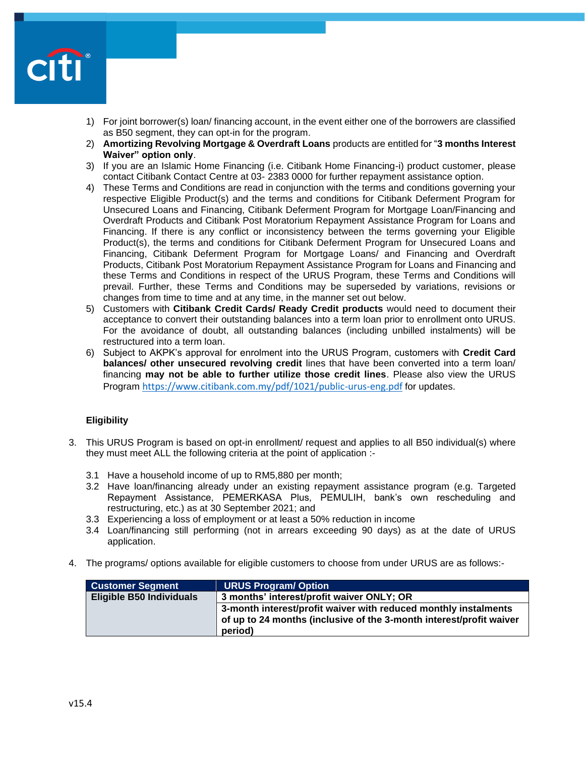1) For joint borrower(s) loan/ financing account, in the event either one of the borrowers are classified as B50 segment, they can opt-in for the program.
2) **Amortizing Revolving Mortgage & Overdraft Loans** products are entitled for "**3 months Interest Waiver" option only**.
3) If you are an Islamic Home Financing (i.e. Citibank Home Financing-i) product customer, please contact Citibank Contact Centre at 03- 2383 0000 for further repayment assistance option.
4) These Terms and Conditions are read in conjunction with the terms and conditions governing your respective Eligible Product(s) and the terms and conditions for Citibank Deferment Program for Unsecured Loans and Financing, Citibank Deferment Program for Mortgage Loan/Financing and Overdraft Products and Citibank Post Moratorium Repayment Assistance Program for Loans and Financing. If there is any conflict or inconsistency between the terms governing your Eligible Product(s), the terms and conditions for Citibank Deferment Program for Unsecured Loans and Financing, Citibank Deferment Program for Mortgage Loans/ and Financing and Overdraft Products, Citibank Post Moratorium Repayment Assistance Program for Loans and Financing and these Terms and Conditions in respect of the URUS Program, these Terms and Conditions will prevail. Further, these Terms and Conditions may be superseded by variations, revisions or changes from time to time and at any time, in the manner set out below.
5) Customers with **Citibank Credit Cards/ Ready Credit products** would need to document their acceptance to convert their outstanding balances into a term loan prior to enrollment onto URUS. For the avoidance of doubt, all outstanding balances (including unbilled instalments) will be restructured into a term loan.
6) Subject to AKPK's approval for enrolment into the URUS Program, customers with **Credit Card balances/ other unsecured revolving credit** lines that have been converted into a term loan/ financing **may not be able to further utilize those credit lines**. Please also view the URUS Program https://www.citibank.com.my/pdf/1021/public-urus-eng.pdf for updates.

**Eligibility**

3. This URUS Program is based on opt-in enrollment/ request and applies to all B50 individual(s) where they must meet ALL the following criteria at the point of application :-

   3.1 Have a household income of up to RM5,880 per month;
   3.2 Have loan/financing already under an existing repayment assistance program (e.g. Targeted Repayment Assistance, PEMERKASA Plus, PEMULIH, bank's own rescheduling and restructuring, etc.) as at 30 September 2021; and
   3.3 Experiencing a loss of employment or at least a 50% reduction in income
   3.4 Loan/financing still performing (not in arrears exceeding 90 days) as at the date of URUS application.

4. The programs/ options available for eligible customers to choose from under URUS are as follows:-

| Customer Segment | URUS Program/ Option |
|---|---|
| **Eligible B50 Individuals** | **3 months' interest/profit waiver ONLY; OR** |
| | **3-month interest/profit waiver with reduced monthly instalments of up to 24 months (inclusive of the 3-month interest/profit waiver period)** |

v15.4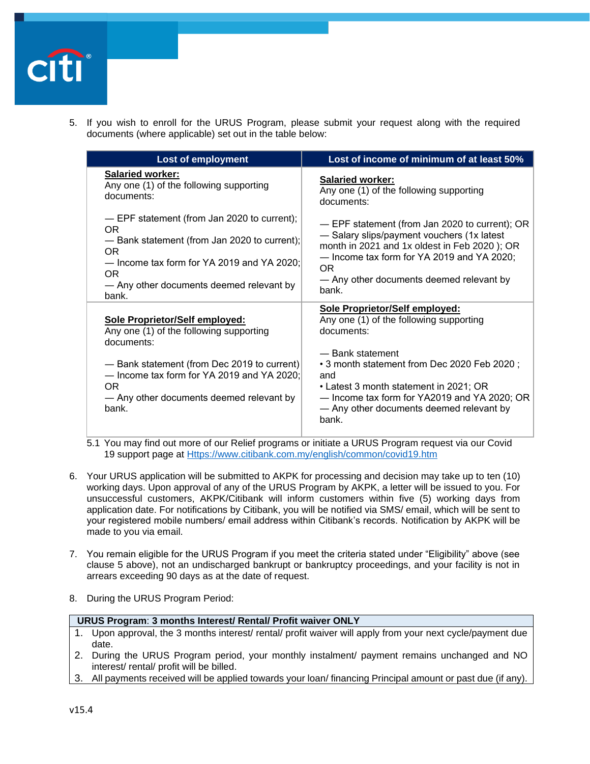5. If you wish to enroll for the URUS Program, please submit your request along with the required documents (where applicable) set out in the table below:

| Lost of employment | Lost of income of minimum of at least 50% |
|---|---|
| **Salaried worker:**<br>Any one (1) of the following supporting documents:<br><br>— EPF statement (from Jan 2020 to current); OR<br>— Bank statement (from Jan 2020 to current); OR<br>— Income tax form for YA 2019 and YA 2020; OR<br>— Any other documents deemed relevant by bank. | **Salaried worker:**<br>Any one (1) of the following supporting documents:<br><br>— EPF statement (from Jan 2020 to current); OR<br>— Salary slips/payment vouchers (1x latest month in 2021 and 1x oldest in Feb 2020 ); OR<br>— Income tax form for YA 2019 and YA 2020; OR<br>— Any other documents deemed relevant by bank. |
| **Sole Proprietor/Self employed:**<br>Any one (1) of the following supporting documents:<br><br>— Bank statement (from Dec 2019 to current)<br>— Income tax form for YA 2019 and YA 2020; OR<br>— Any other documents deemed relevant by bank. | **Sole Proprietor/Self employed:**<br>Any one (1) of the following supporting documents:<br><br>— Bank statement<br>• 3 month statement from Dec 2020 Feb 2020 ; and<br>• Latest 3 month statement in 2021; OR<br>— Income tax form for YA2019 and YA 2020; OR<br>— Any other documents deemed relevant by bank. |

5.1 You may find out more of our Relief programs or initiate a URUS Program request via our Covid 19 support page at [Https://www.citibank.com.my/english/common/covid19.htm](Https://www.citibank.com.my/english/common/covid19.htm)

6. Your URUS application will be submitted to AKPK for processing and decision may take up to ten (10) working days. Upon approval of any of the URUS Program by AKPK, a letter will be issued to you. For unsuccessful customers, AKPK/Citibank will inform customers within five (5) working days from application date. For notifications by Citibank, you will be notified via SMS/ email, which will be sent to your registered mobile numbers/ email address within Citibank's records. Notification by AKPK will be made to you via email.

7. You remain eligible for the URUS Program if you meet the criteria stated under "Eligibility" above (see clause 5 above), not an undischarged bankrupt or bankruptcy proceedings, and your facility is not in arrears exceeding 90 days as at the date of request.

8. During the URUS Program Period:

| **URUS Program**: **3 months Interest/ Rental/ Profit waiver ONLY** |
|---|
| 1. Upon approval, the 3 months interest/ rental/ profit waiver will apply from your next cycle/payment due date.<br>2. During the URUS Program period, your monthly instalment/ payment remains unchanged and NO interest/ rental/ profit will be billed.<br>3. All payments received will be applied towards your loan/ financing Principal amount or past due (if any). |

v15.4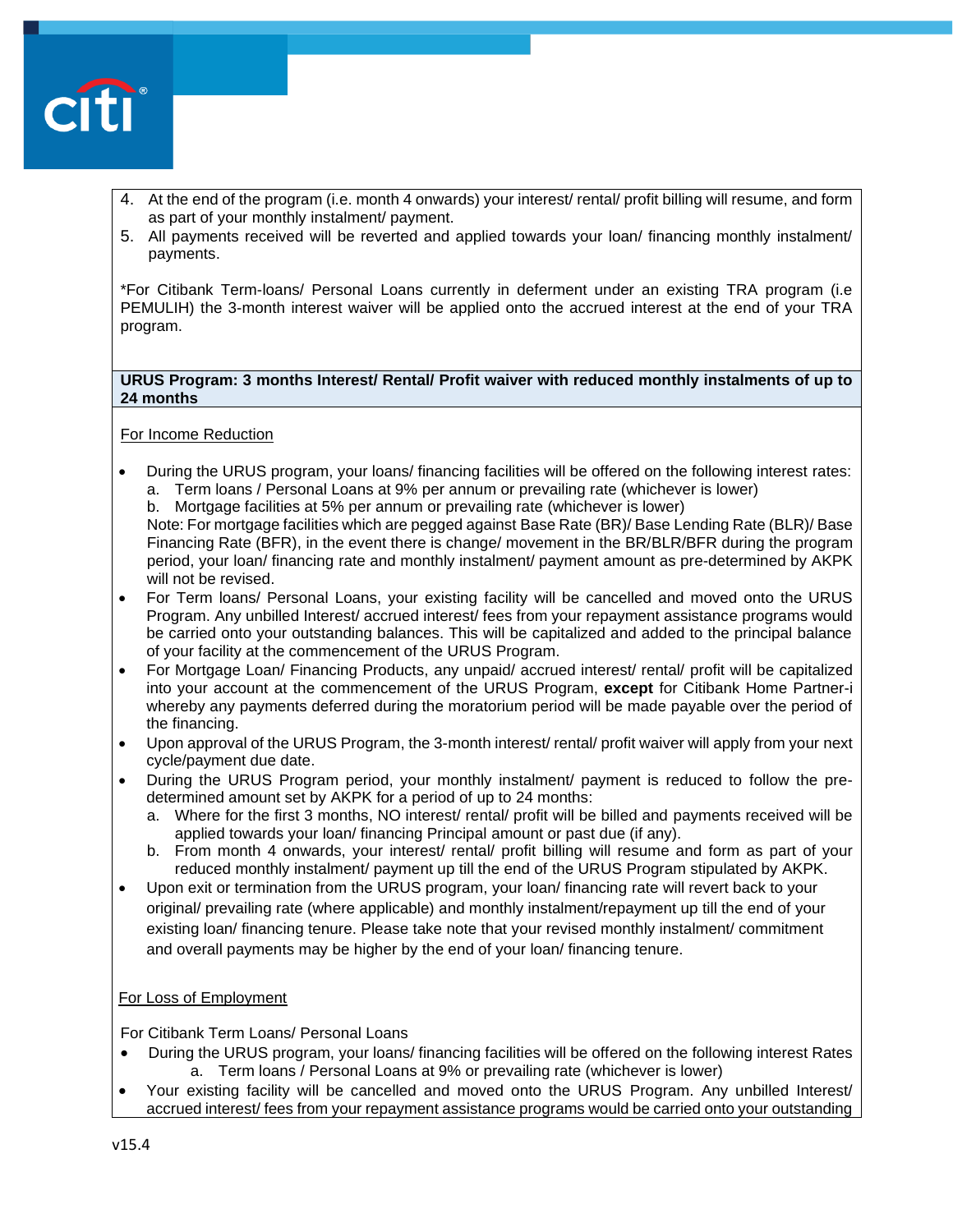4. At the end of the program (i.e. month 4 onwards) your interest/ rental/ profit billing will resume, and form as part of your monthly instalment/ payment.
5. All payments received will be reverted and applied towards your loan/ financing monthly instalment/ payments.

*For Citibank Term-loans/ Personal Loans currently in deferment under an existing TRA program (i.e PEMULIH) the 3-month interest waiver will be applied onto the accrued interest at the end of your TRA program.

**URUS Program: 3 months Interest/ Rental/ Profit waiver with reduced monthly instalments of up to 24 months**

<u>For Income Reduction</u>

- During the URUS program, your loans/ financing facilities will be offered on the following interest rates:
  a. Term loans / Personal Loans at 9% per annum or prevailing rate (whichever is lower)
  b. Mortgage facilities at 5% per annum or prevailing rate (whichever is lower)
  
  Note: For mortgage facilities which are pegged against Base Rate (BR)/ Base Lending Rate (BLR)/ Base Financing Rate (BFR), in the event there is change/ movement in the BR/BLR/BFR during the program period, your loan/ financing rate and monthly instalment/ payment amount as pre-determined by AKPK will not be revised.
- For Term loans/ Personal Loans, your existing facility will be cancelled and moved onto the URUS Program. Any unbilled Interest/ accrued interest/ fees from your repayment assistance programs would be carried onto your outstanding balances. This will be capitalized and added to the principal balance of your facility at the commencement of the URUS Program.
- For Mortgage Loan/ Financing Products, any unpaid/ accrued interest/ rental/ profit will be capitalized into your account at the commencement of the URUS Program, **except** for Citibank Home Partner-i whereby any payments deferred during the moratorium period will be made payable over the period of the financing.
- Upon approval of the URUS Program, the 3-month interest/ rental/ profit waiver will apply from your next cycle/payment due date.
- During the URUS Program period, your monthly instalment/ payment is reduced to follow the pre-determined amount set by AKPK for a period of up to 24 months:
  a. Where for the first 3 months, NO interest/ rental/ profit will be billed and payments received will be applied towards your loan/ financing Principal amount or past due (if any).
  b. From month 4 onwards, your interest/ rental/ profit billing will resume and form as part of your reduced monthly instalment/ payment up till the end of the URUS Program stipulated by AKPK.
- Upon exit or termination from the URUS program, your loan/ financing rate will revert back to your original/ prevailing rate (where applicable) and monthly instalment/repayment up till the end of your existing loan/ financing tenure. Please take note that your revised monthly instalment/ commitment and overall payments may be higher by the end of your loan/ financing tenure.

<u>For Loss of Employment</u>

For Citibank Term Loans/ Personal Loans

- During the URUS program, your loans/ financing facilities will be offered on the following interest Rates
  a. Term loans / Personal Loans at 9% or prevailing rate (whichever is lower)
- Your existing facility will be cancelled and moved onto the URUS Program. Any unbilled Interest/ accrued interest/ fees from your repayment assistance programs would be carried onto your outstanding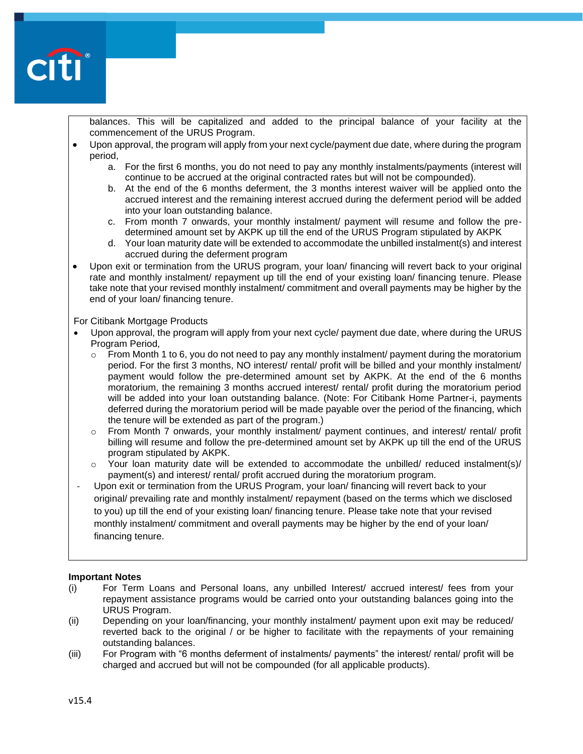balances. This will be capitalized and added to the principal balance of your facility at the commencement of the URUS Program.

- Upon approval, the program will apply from your next cycle/payment due date, where during the program period,
  a. For the first 6 months, you do not need to pay any monthly instalments/payments (interest will continue to be accrued at the original contracted rates but will not be compounded).
  b. At the end of the 6 months deferment, the 3 months interest waiver will be applied onto the accrued interest and the remaining interest accrued during the deferment period will be added into your loan outstanding balance.
  c. From month 7 onwards, your monthly instalment/ payment will resume and follow the pre-determined amount set by AKPK up till the end of the URUS Program stipulated by AKPK
  d. Your loan maturity date will be extended to accommodate the unbilled instalment(s) and interest accrued during the deferment program
- Upon exit or termination from the URUS program, your loan/ financing will revert back to your original rate and monthly instalment/ repayment up till the end of your existing loan/ financing tenure. Please take note that your revised monthly instalment/ commitment and overall payments may be higher by the end of your loan/ financing tenure.

For Citibank Mortgage Products

- Upon approval, the program will apply from your next cycle/ payment due date, where during the URUS Program Period,
  - From Month 1 to 6, you do not need to pay any monthly instalment/ payment during the moratorium period. For the first 3 months, NO interest/ rental/ profit will be billed and your monthly instalment/ payment would follow the pre-determined amount set by AKPK. At the end of the 6 months moratorium, the remaining 3 months accrued interest/ rental/ profit during the moratorium period will be added into your loan outstanding balance. (Note: For Citibank Home Partner-i, payments deferred during the moratorium period will be made payable over the period of the financing, which the tenure will be extended as part of the program.)
  - From Month 7 onwards, your monthly instalment/ payment continues, and interest/ rental/ profit billing will resume and follow the pre-determined amount set by AKPK up till the end of the URUS program stipulated by AKPK.
  - Your loan maturity date will be extended to accommodate the unbilled/ reduced instalment(s)/ payment(s) and interest/ rental/ profit accrued during the moratorium program.
- Upon exit or termination from the URUS Program, your loan/ financing will revert back to your original/ prevailing rate and monthly instalment/ repayment (based on the terms which we disclosed to you) up till the end of your existing loan/ financing tenure. Please take note that your revised monthly instalment/ commitment and overall payments may be higher by the end of your loan/ financing tenure.

**Important Notes**

(i) For Term Loans and Personal loans, any unbilled Interest/ accrued interest/ fees from your repayment assistance programs would be carried onto your outstanding balances going into the URUS Program.

(ii) Depending on your loan/financing, your monthly instalment/ payment upon exit may be reduced/ reverted back to the original / or be higher to facilitate with the repayments of your remaining outstanding balances.

(iii) For Program with "6 months deferment of instalments/ payments" the interest/ rental/ profit will be charged and accrued but will not be compounded (for all applicable products).

v15.4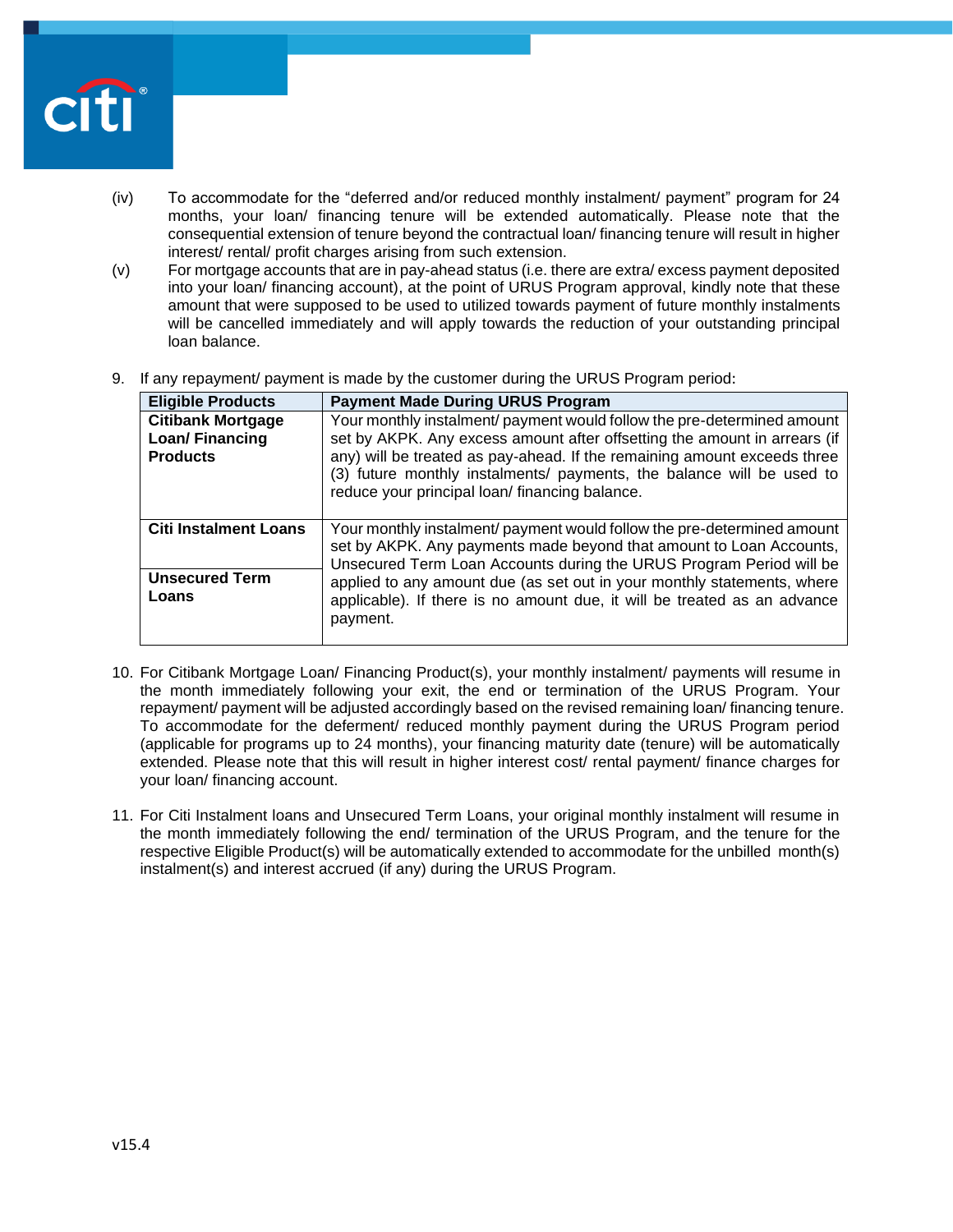(iv) To accommodate for the “deferred and/or reduced monthly instalment/ payment” program for 24 months, your loan/ financing tenure will be extended automatically. Please note that the consequential extension of tenure beyond the contractual loan/ financing tenure will result in higher interest/ rental/ profit charges arising from such extension.

(v) For mortgage accounts that are in pay-ahead status (i.e. there are extra/ excess payment deposited into your loan/ financing account), at the point of URUS Program approval, kindly note that these amount that were supposed to be used to utilized towards payment of future monthly instalments will be cancelled immediately and will apply towards the reduction of your outstanding principal loan balance.

9. If any repayment/ payment is made by the customer during the URUS Program period:

| Eligible Products | Payment Made During URUS Program |
|---|---|
| **Citibank Mortgage Loan/ Financing Products** | Your monthly instalment/ payment would follow the pre-determined amount set by AKPK. Any excess amount after offsetting the amount in arrears (if any) will be treated as pay-ahead. If the remaining amount exceeds three (3) future monthly instalments/ payments, the balance will be used to reduce your principal loan/ financing balance. |
| **Citi Instalment Loans** | Your monthly instalment/ payment would follow the pre-determined amount set by AKPK. Any payments made beyond that amount to Loan Accounts, Unsecured Term Loan Accounts during the URUS Program Period will be applied to any amount due (as set out in your monthly statements, where applicable). If there is no amount due, it will be treated as an advance payment. |
| **Unsecured Term Loans** | |

10. For Citibank Mortgage Loan/ Financing Product(s), your monthly instalment/ payments will resume in the month immediately following your exit, the end or termination of the URUS Program. Your repayment/ payment will be adjusted accordingly based on the revised remaining loan/ financing tenure. To accommodate for the deferment/ reduced monthly payment during the URUS Program period (applicable for programs up to 24 months), your financing maturity date (tenure) will be automatically extended. Please note that this will result in higher interest cost/ rental payment/ finance charges for your loan/ financing account.

11. For Citi Instalment loans and Unsecured Term Loans, your original monthly instalment will resume in the month immediately following the end/ termination of the URUS Program, and the tenure for the respective Eligible Product(s) will be automatically extended to accommodate for the unbilled month(s) instalment(s) and interest accrued (if any) during the URUS Program.

v15.4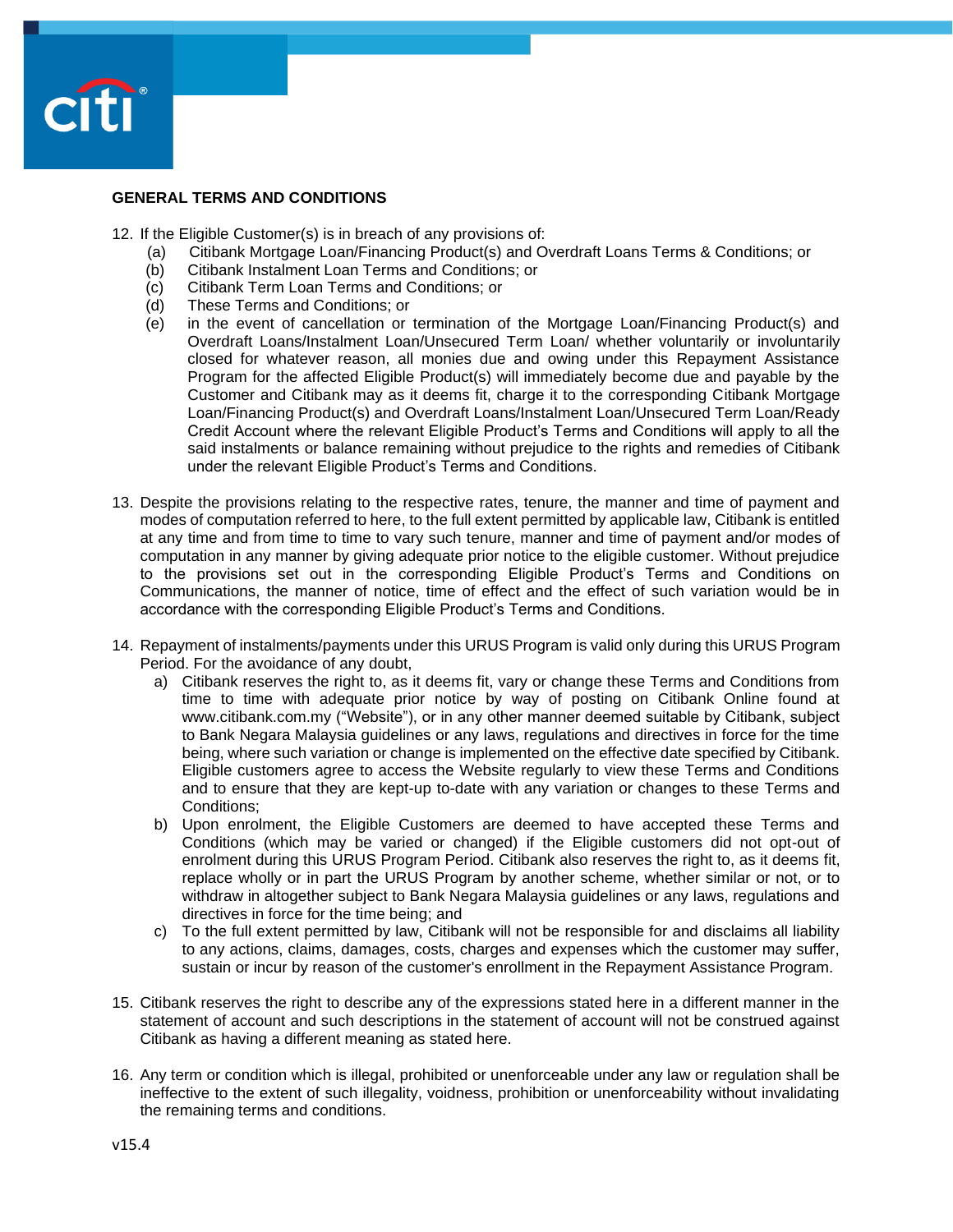**GENERAL TERMS AND CONDITIONS**

12. If the Eligible Customer(s) is in breach of any provisions of:
    (a) Citibank Mortgage Loan/Financing Product(s) and Overdraft Loans Terms & Conditions; or
    (b) Citibank Instalment Loan Terms and Conditions; or
    (c) Citibank Term Loan Terms and Conditions; or
    (d) These Terms and Conditions; or
    (e) in the event of cancellation or termination of the Mortgage Loan/Financing Product(s) and Overdraft Loans/Instalment Loan/Unsecured Term Loan/ whether voluntarily or involuntarily closed for whatever reason, all monies due and owing under this Repayment Assistance Program for the affected Eligible Product(s) will immediately become due and payable by the Customer and Citibank may as it deems fit, charge it to the corresponding Citibank Mortgage Loan/Financing Product(s) and Overdraft Loans/Instalment Loan/Unsecured Term Loan/Ready Credit Account where the relevant Eligible Product's Terms and Conditions will apply to all the said instalments or balance remaining without prejudice to the rights and remedies of Citibank under the relevant Eligible Product's Terms and Conditions.

13. Despite the provisions relating to the respective rates, tenure, the manner and time of payment and modes of computation referred to here, to the full extent permitted by applicable law, Citibank is entitled at any time and from time to time to vary such tenure, manner and time of payment and/or modes of computation in any manner by giving adequate prior notice to the eligible customer. Without prejudice to the provisions set out in the corresponding Eligible Product's Terms and Conditions on Communications, the manner of notice, time of effect and the effect of such variation would be in accordance with the corresponding Eligible Product's Terms and Conditions.

14. Repayment of instalments/payments under this URUS Program is valid only during this URUS Program Period. For the avoidance of any doubt,
    a) Citibank reserves the right to, as it deems fit, vary or change these Terms and Conditions from time to time with adequate prior notice by way of posting on Citibank Online found at www.citibank.com.my ("Website"), or in any other manner deemed suitable by Citibank, subject to Bank Negara Malaysia guidelines or any laws, regulations and directives in force for the time being, where such variation or change is implemented on the effective date specified by Citibank. Eligible customers agree to access the Website regularly to view these Terms and Conditions and to ensure that they are kept-up to-date with any variation or changes to these Terms and Conditions;
    b) Upon enrolment, the Eligible Customers are deemed to have accepted these Terms and Conditions (which may be varied or changed) if the Eligible customers did not opt-out of enrolment during this URUS Program Period. Citibank also reserves the right to, as it deems fit, replace wholly or in part the URUS Program by another scheme, whether similar or not, or to withdraw in altogether subject to Bank Negara Malaysia guidelines or any laws, regulations and directives in force for the time being; and
    c) To the full extent permitted by law, Citibank will not be responsible for and disclaims all liability to any actions, claims, damages, costs, charges and expenses which the customer may suffer, sustain or incur by reason of the customer's enrollment in the Repayment Assistance Program.

15. Citibank reserves the right to describe any of the expressions stated here in a different manner in the statement of account and such descriptions in the statement of account will not be construed against Citibank as having a different meaning as stated here.

16. Any term or condition which is illegal, prohibited or unenforceable under any law or regulation shall be ineffective to the extent of such illegality, voidness, prohibition or unenforceability without invalidating the remaining terms and conditions.

v15.4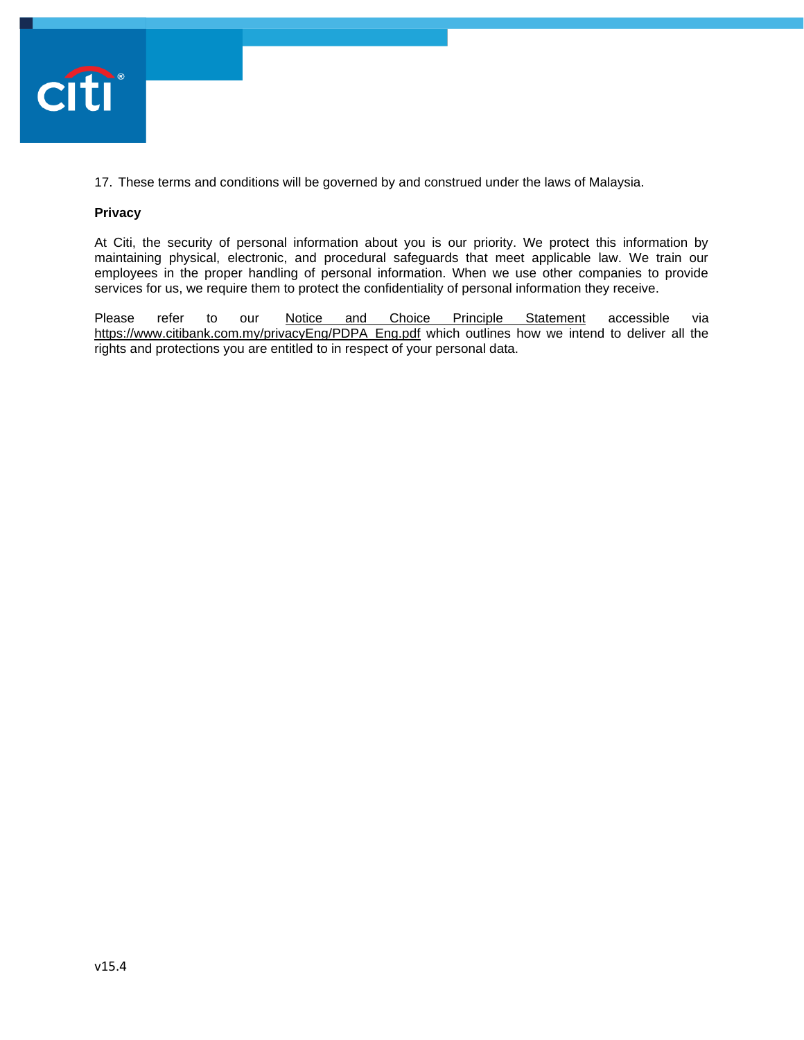17. These terms and conditions will be governed by and construed under the laws of Malaysia.

**Privacy**

At Citi, the security of personal information about you is our priority. We protect this information by maintaining physical, electronic, and procedural safeguards that meet applicable law. We train our employees in the proper handling of personal information. When we use other companies to provide services for us, we require them to protect the confidentiality of personal information they receive.

Please refer to our Notice and Choice Principle Statement accessible via https://www.citibank.com.my/privacyEng/PDPA_Eng.pdf which outlines how we intend to deliver all the rights and protections you are entitled to in respect of your personal data.

v15.4